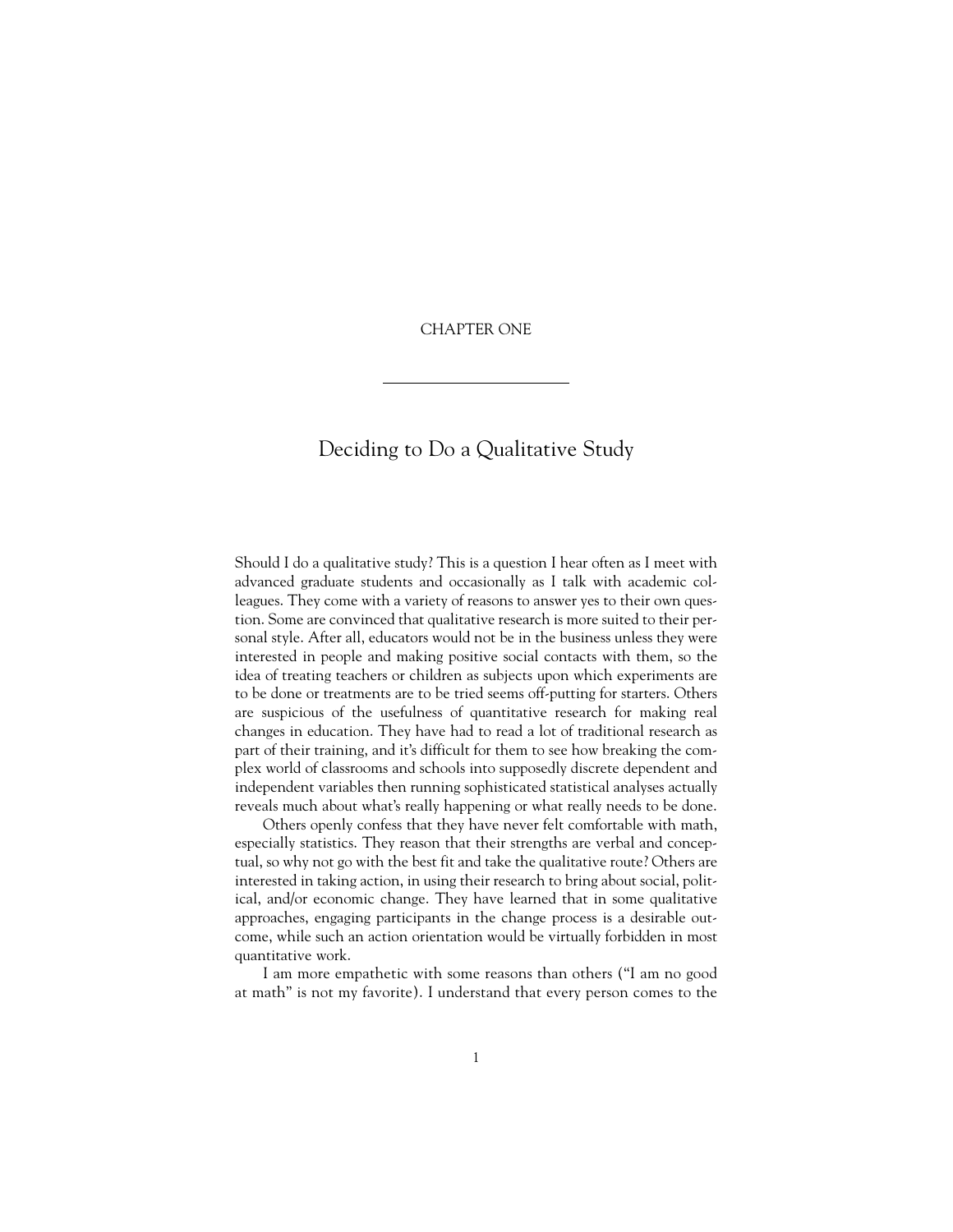# CHAPTER ONE

# Deciding to Do a Qualitative Study

Should I do a qualitative study? This is a question I hear often as I meet with advanced graduate students and occasionally as I talk with academic colleagues. They come with a variety of reasons to answer yes to their own question. Some are convinced that qualitative research is more suited to their personal style. After all, educators would not be in the business unless they were interested in people and making positive social contacts with them, so the idea of treating teachers or children as subjects upon which experiments are to be done or treatments are to be tried seems off-putting for starters. Others are suspicious of the usefulness of quantitative research for making real changes in education. They have had to read a lot of traditional research as part of their training, and it's difficult for them to see how breaking the complex world of classrooms and schools into supposedly discrete dependent and independent variables then running sophisticated statistical analyses actually reveals much about what's really happening or what really needs to be done.

Others openly confess that they have never felt comfortable with math, especially statistics. They reason that their strengths are verbal and conceptual, so why not go with the best fit and take the qualitative route? Others are interested in taking action, in using their research to bring about social, political, and/or economic change. They have learned that in some qualitative approaches, engaging participants in the change process is a desirable outcome, while such an action orientation would be virtually forbidden in most quantitative work.

I am more empathetic with some reasons than others ("I am no good at math" is not my favorite). I understand that every person comes to the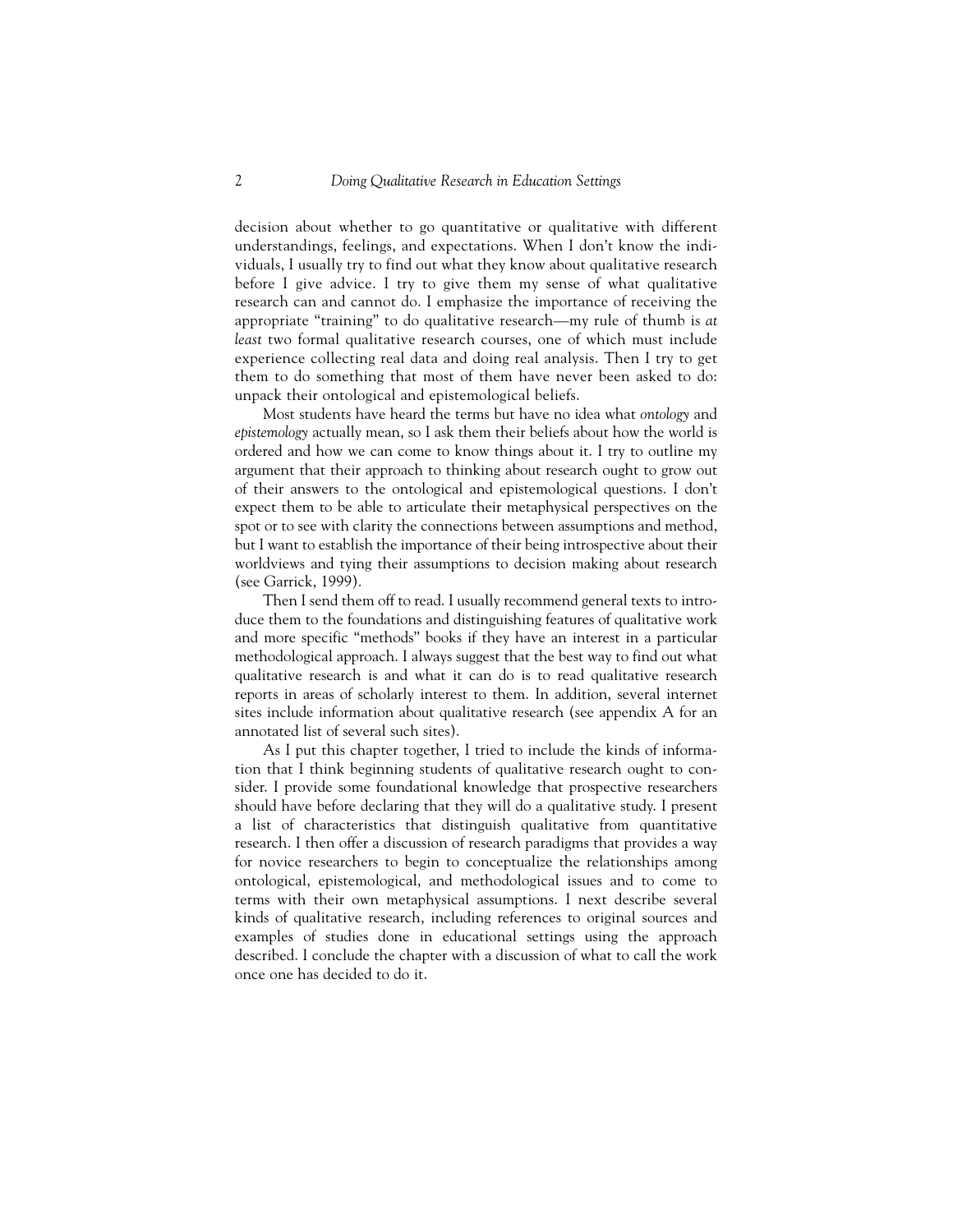decision about whether to go quantitative or qualitative with different understandings, feelings, and expectations. When I don't know the individuals, I usually try to find out what they know about qualitative research before I give advice. I try to give them my sense of what qualitative research can and cannot do. I emphasize the importance of receiving the appropriate "training" to do qualitative research—my rule of thumb is *at least* two formal qualitative research courses, one of which must include experience collecting real data and doing real analysis. Then I try to get them to do something that most of them have never been asked to do: unpack their ontological and epistemological beliefs.

Most students have heard the terms but have no idea what *ontology* and *epistemology* actually mean, so I ask them their beliefs about how the world is ordered and how we can come to know things about it. I try to outline my argument that their approach to thinking about research ought to grow out of their answers to the ontological and epistemological questions. I don't expect them to be able to articulate their metaphysical perspectives on the spot or to see with clarity the connections between assumptions and method, but I want to establish the importance of their being introspective about their worldviews and tying their assumptions to decision making about research (see Garrick, 1999).

Then I send them off to read. I usually recommend general texts to introduce them to the foundations and distinguishing features of qualitative work and more specific "methods" books if they have an interest in a particular methodological approach. I always suggest that the best way to find out what qualitative research is and what it can do is to read qualitative research reports in areas of scholarly interest to them. In addition, several internet sites include information about qualitative research (see appendix A for an annotated list of several such sites).

As I put this chapter together, I tried to include the kinds of information that I think beginning students of qualitative research ought to consider. I provide some foundational knowledge that prospective researchers should have before declaring that they will do a qualitative study. I present a list of characteristics that distinguish qualitative from quantitative research. I then offer a discussion of research paradigms that provides a way for novice researchers to begin to conceptualize the relationships among ontological, epistemological, and methodological issues and to come to terms with their own metaphysical assumptions. I next describe several kinds of qualitative research, including references to original sources and examples of studies done in educational settings using the approach described. I conclude the chapter with a discussion of what to call the work once one has decided to do it.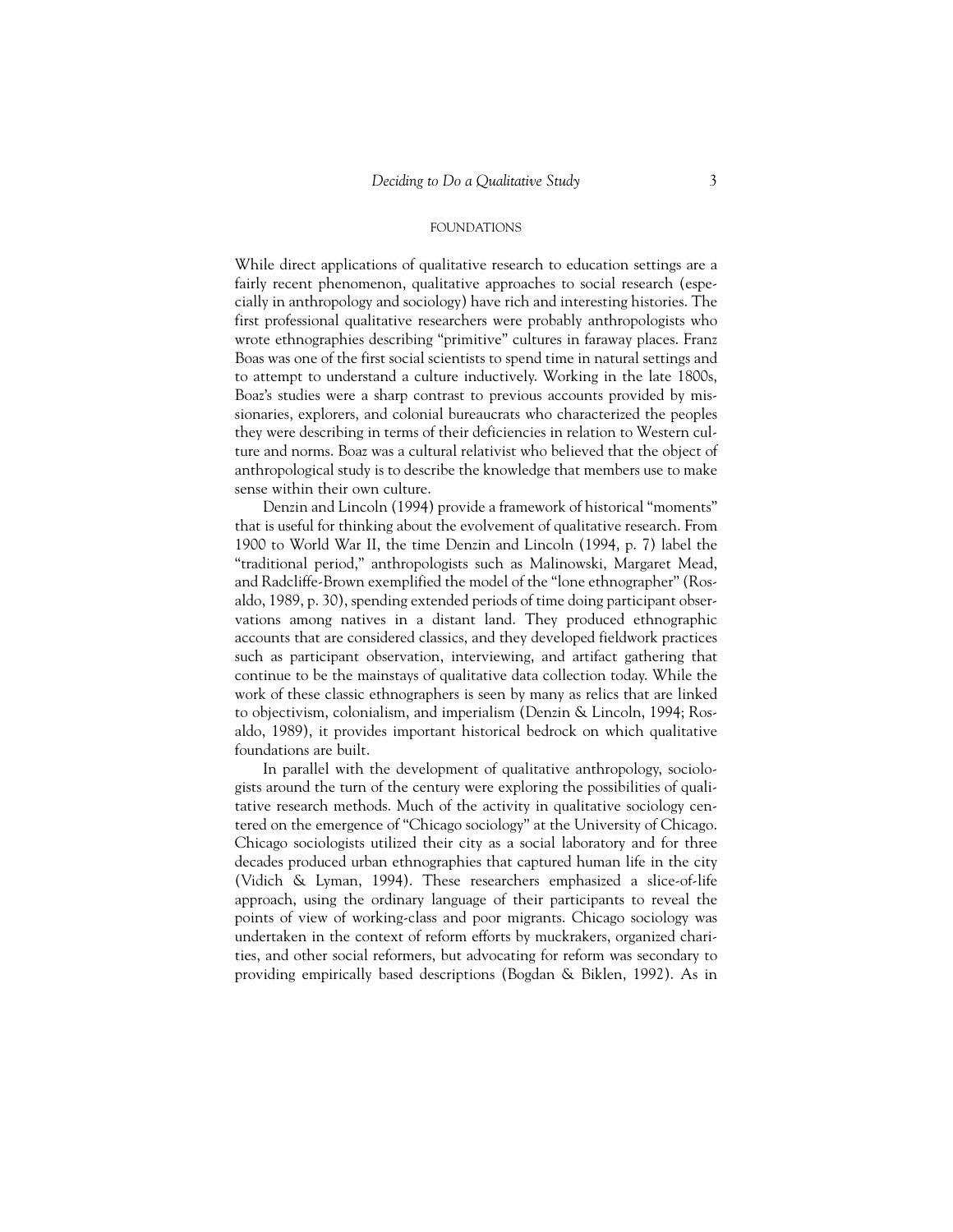## FOUNDATIONS

While direct applications of qualitative research to education settings are a fairly recent phenomenon, qualitative approaches to social research (especially in anthropology and sociology) have rich and interesting histories. The first professional qualitative researchers were probably anthropologists who wrote ethnographies describing "primitive" cultures in faraway places. Franz Boas was one of the first social scientists to spend time in natural settings and to attempt to understand a culture inductively. Working in the late 1800s, Boaz's studies were a sharp contrast to previous accounts provided by missionaries, explorers, and colonial bureaucrats who characterized the peoples they were describing in terms of their deficiencies in relation to Western culture and norms. Boaz was a cultural relativist who believed that the object of anthropological study is to describe the knowledge that members use to make sense within their own culture.

Denzin and Lincoln (1994) provide a framework of historical "moments" that is useful for thinking about the evolvement of qualitative research. From 1900 to World War II, the time Denzin and Lincoln (1994, p. 7) label the "traditional period," anthropologists such as Malinowski, Margaret Mead, and Radcliffe-Brown exemplified the model of the "lone ethnographer" (Rosaldo, 1989, p. 30), spending extended periods of time doing participant observations among natives in a distant land. They produced ethnographic accounts that are considered classics, and they developed fieldwork practices such as participant observation, interviewing, and artifact gathering that continue to be the mainstays of qualitative data collection today. While the work of these classic ethnographers is seen by many as relics that are linked to objectivism, colonialism, and imperialism (Denzin & Lincoln, 1994; Rosaldo, 1989), it provides important historical bedrock on which qualitative foundations are built.

In parallel with the development of qualitative anthropology, sociologists around the turn of the century were exploring the possibilities of qualitative research methods. Much of the activity in qualitative sociology centered on the emergence of "Chicago sociology" at the University of Chicago. Chicago sociologists utilized their city as a social laboratory and for three decades produced urban ethnographies that captured human life in the city (Vidich & Lyman, 1994). These researchers emphasized a slice-of-life approach, using the ordinary language of their participants to reveal the points of view of working-class and poor migrants. Chicago sociology was undertaken in the context of reform efforts by muckrakers, organized charities, and other social reformers, but advocating for reform was secondary to providing empirically based descriptions (Bogdan & Biklen, 1992). As in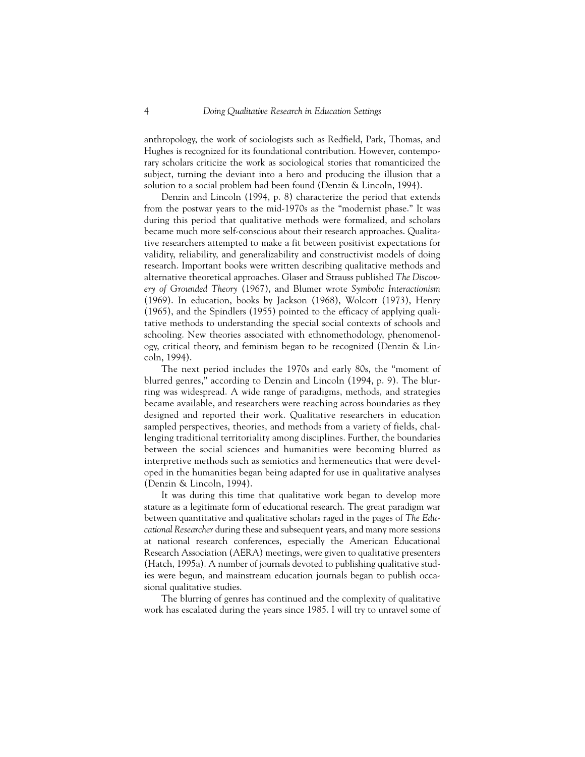anthropology, the work of sociologists such as Redfield, Park, Thomas, and Hughes is recognized for its foundational contribution. However, contemporary scholars criticize the work as sociological stories that romanticized the subject, turning the deviant into a hero and producing the illusion that a solution to a social problem had been found (Denzin & Lincoln, 1994).

Denzin and Lincoln (1994, p. 8) characterize the period that extends from the postwar years to the mid-1970s as the "modernist phase." It was during this period that qualitative methods were formalized, and scholars became much more self-conscious about their research approaches. Qualitative researchers attempted to make a fit between positivist expectations for validity, reliability, and generalizability and constructivist models of doing research. Important books were written describing qualitative methods and alternative theoretical approaches. Glaser and Strauss published *The Discovery of Grounded Theory* (1967), and Blumer wrote *Symbolic Interactionism* (1969). In education, books by Jackson (1968), Wolcott (1973), Henry (1965), and the Spindlers (1955) pointed to the efficacy of applying qualitative methods to understanding the special social contexts of schools and schooling. New theories associated with ethnomethodology, phenomenology, critical theory, and feminism began to be recognized (Denzin & Lincoln, 1994).

The next period includes the 1970s and early 80s, the "moment of blurred genres," according to Denzin and Lincoln (1994, p. 9). The blurring was widespread. A wide range of paradigms, methods, and strategies became available, and researchers were reaching across boundaries as they designed and reported their work. Qualitative researchers in education sampled perspectives, theories, and methods from a variety of fields, challenging traditional territoriality among disciplines. Further, the boundaries between the social sciences and humanities were becoming blurred as interpretive methods such as semiotics and hermeneutics that were developed in the humanities began being adapted for use in qualitative analyses (Denzin & Lincoln, 1994).

It was during this time that qualitative work began to develop more stature as a legitimate form of educational research. The great paradigm war between quantitative and qualitative scholars raged in the pages of *The Educational Researcher* during these and subsequent years, and many more sessions at national research conferences, especially the American Educational Research Association (AERA) meetings, were given to qualitative presenters (Hatch, 1995a). A number of journals devoted to publishing qualitative studies were begun, and mainstream education journals began to publish occasional qualitative studies.

The blurring of genres has continued and the complexity of qualitative work has escalated during the years since 1985. I will try to unravel some of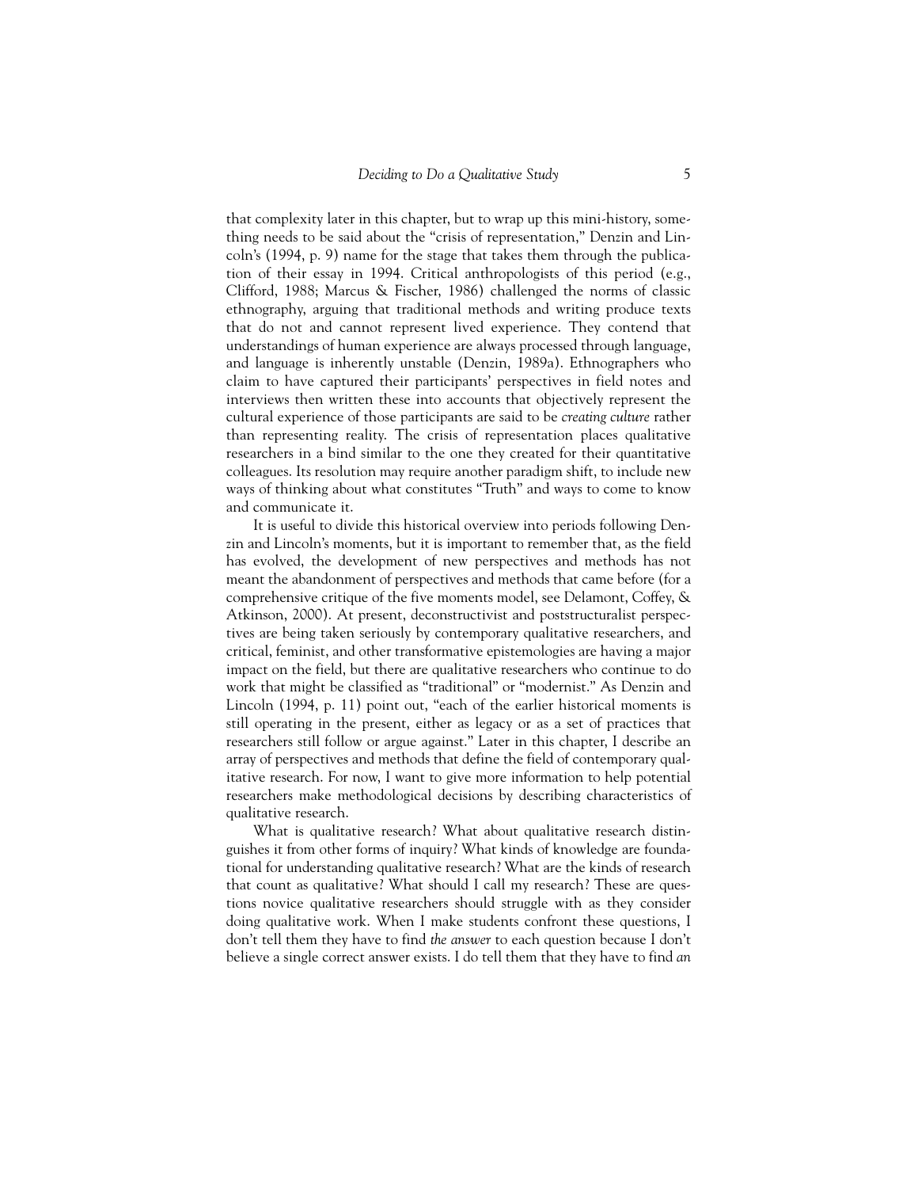that complexity later in this chapter, but to wrap up this mini-history, something needs to be said about the "crisis of representation," Denzin and Lincoln's (1994, p. 9) name for the stage that takes them through the publication of their essay in 1994. Critical anthropologists of this period (e.g., Clifford, 1988; Marcus & Fischer, 1986) challenged the norms of classic ethnography, arguing that traditional methods and writing produce texts that do not and cannot represent lived experience. They contend that understandings of human experience are always processed through language, and language is inherently unstable (Denzin, 1989a). Ethnographers who claim to have captured their participants' perspectives in field notes and interviews then written these into accounts that objectively represent the cultural experience of those participants are said to be *creating culture* rather than representing reality. The crisis of representation places qualitative researchers in a bind similar to the one they created for their quantitative colleagues. Its resolution may require another paradigm shift, to include new ways of thinking about what constitutes "Truth" and ways to come to know and communicate it.

It is useful to divide this historical overview into periods following Denzin and Lincoln's moments, but it is important to remember that, as the field has evolved, the development of new perspectives and methods has not meant the abandonment of perspectives and methods that came before (for a comprehensive critique of the five moments model, see Delamont, Coffey, & Atkinson, 2000). At present, deconstructivist and poststructuralist perspectives are being taken seriously by contemporary qualitative researchers, and critical, feminist, and other transformative epistemologies are having a major impact on the field, but there are qualitative researchers who continue to do work that might be classified as "traditional" or "modernist." As Denzin and Lincoln (1994, p. 11) point out, "each of the earlier historical moments is still operating in the present, either as legacy or as a set of practices that researchers still follow or argue against." Later in this chapter, I describe an array of perspectives and methods that define the field of contemporary qualitative research. For now, I want to give more information to help potential researchers make methodological decisions by describing characteristics of qualitative research.

What is qualitative research? What about qualitative research distinguishes it from other forms of inquiry? What kinds of knowledge are foundational for understanding qualitative research? What are the kinds of research that count as qualitative? What should I call my research? These are questions novice qualitative researchers should struggle with as they consider doing qualitative work. When I make students confront these questions, I don't tell them they have to find *the answer* to each question because I don't believe a single correct answer exists. I do tell them that they have to find *an*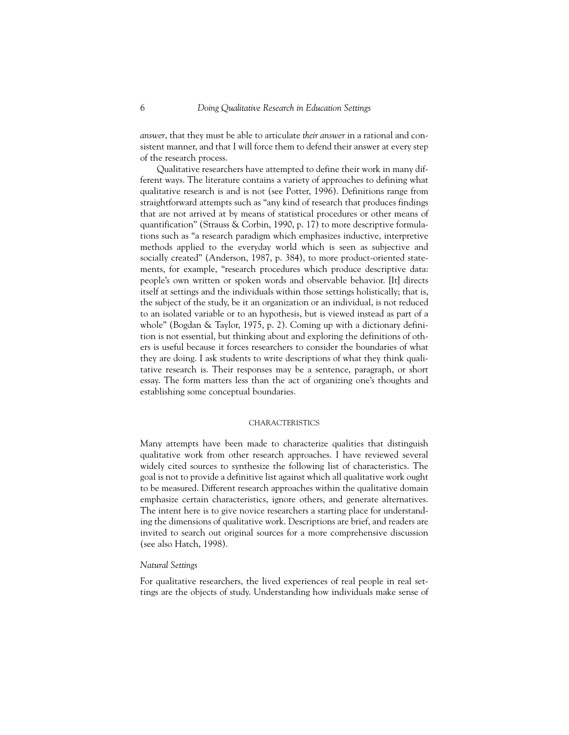*answer*, that they must be able to articulate *their answer* in a rational and consistent manner, and that I will force them to defend their answer at every step of the research process.

Qualitative researchers have attempted to define their work in many different ways. The literature contains a variety of approaches to defining what qualitative research is and is not (see Potter, 1996). Definitions range from straightforward attempts such as "any kind of research that produces findings that are not arrived at by means of statistical procedures or other means of quantification" (Strauss & Corbin, 1990, p. 17) to more descriptive formulations such as "a research paradigm which emphasizes inductive, interpretive methods applied to the everyday world which is seen as subjective and socially created" (Anderson, 1987, p. 384), to more product-oriented statements, for example, "research procedures which produce descriptive data: people's own written or spoken words and observable behavior. [It] directs itself at settings and the individuals within those settings holistically; that is, the subject of the study, be it an organization or an individual, is not reduced to an isolated variable or to an hypothesis, but is viewed instead as part of a whole" (Bogdan & Taylor, 1975, p. 2). Coming up with a dictionary definition is not essential, but thinking about and exploring the definitions of others is useful because it forces researchers to consider the boundaries of what they are doing. I ask students to write descriptions of what they think qualitative research is. Their responses may be a sentence, paragraph, or short essay. The form matters less than the act of organizing one's thoughts and establishing some conceptual boundaries.

## CHARACTERISTICS

Many attempts have been made to characterize qualities that distinguish qualitative work from other research approaches. I have reviewed several widely cited sources to synthesize the following list of characteristics. The goal is not to provide a definitive list against which all qualitative work ought to be measured. Different research approaches within the qualitative domain emphasize certain characteristics, ignore others, and generate alternatives. The intent here is to give novice researchers a starting place for understanding the dimensions of qualitative work. Descriptions are brief, and readers are invited to search out original sources for a more comprehensive discussion (see also Hatch, 1998).

### *Natural Settings*

For qualitative researchers, the lived experiences of real people in real settings are the objects of study. Understanding how individuals make sense of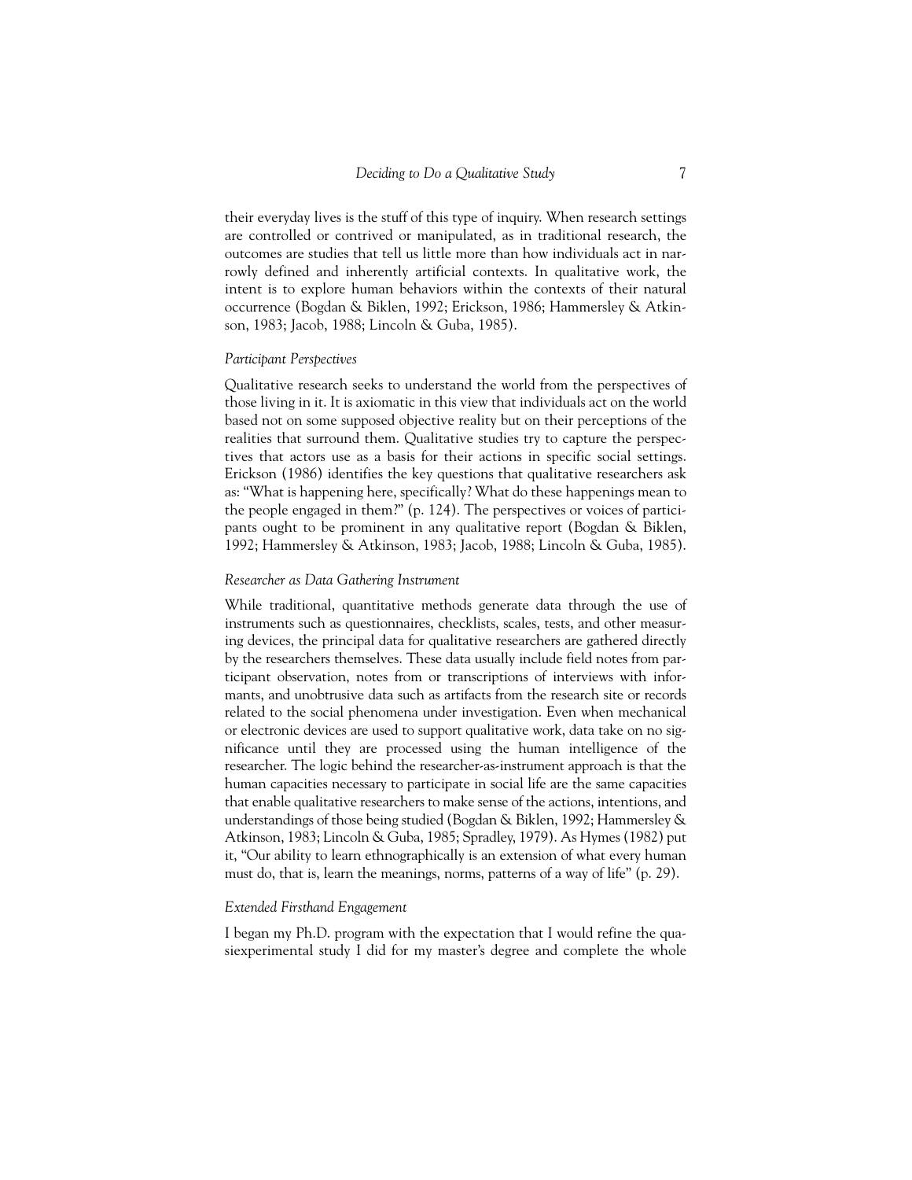their everyday lives is the stuff of this type of inquiry. When research settings are controlled or contrived or manipulated, as in traditional research, the outcomes are studies that tell us little more than how individuals act in narrowly defined and inherently artificial contexts. In qualitative work, the intent is to explore human behaviors within the contexts of their natural occurrence (Bogdan & Biklen, 1992; Erickson, 1986; Hammersley & Atkinson, 1983; Jacob, 1988; Lincoln & Guba, 1985).

### *Participant Perspectives*

Qualitative research seeks to understand the world from the perspectives of those living in it. It is axiomatic in this view that individuals act on the world based not on some supposed objective reality but on their perceptions of the realities that surround them. Qualitative studies try to capture the perspectives that actors use as a basis for their actions in specific social settings. Erickson (1986) identifies the key questions that qualitative researchers ask as: "What is happening here, specifically? What do these happenings mean to the people engaged in them?" (p. 124). The perspectives or voices of participants ought to be prominent in any qualitative report (Bogdan & Biklen, 1992; Hammersley & Atkinson, 1983; Jacob, 1988; Lincoln & Guba, 1985).

### *Researcher as Data Gathering Instrument*

While traditional, quantitative methods generate data through the use of instruments such as questionnaires, checklists, scales, tests, and other measuring devices, the principal data for qualitative researchers are gathered directly by the researchers themselves. These data usually include field notes from participant observation, notes from or transcriptions of interviews with informants, and unobtrusive data such as artifacts from the research site or records related to the social phenomena under investigation. Even when mechanical or electronic devices are used to support qualitative work, data take on no significance until they are processed using the human intelligence of the researcher. The logic behind the researcher-as-instrument approach is that the human capacities necessary to participate in social life are the same capacities that enable qualitative researchers to make sense of the actions, intentions, and understandings of those being studied (Bogdan & Biklen, 1992; Hammersley & Atkinson, 1983; Lincoln & Guba, 1985; Spradley, 1979). As Hymes (1982) put it, "Our ability to learn ethnographically is an extension of what every human must do, that is, learn the meanings, norms, patterns of a way of life" (p. 29).

### *Extended Firsthand Engagement*

I began my Ph.D. program with the expectation that I would refine the quasiexperimental study I did for my master's degree and complete the whole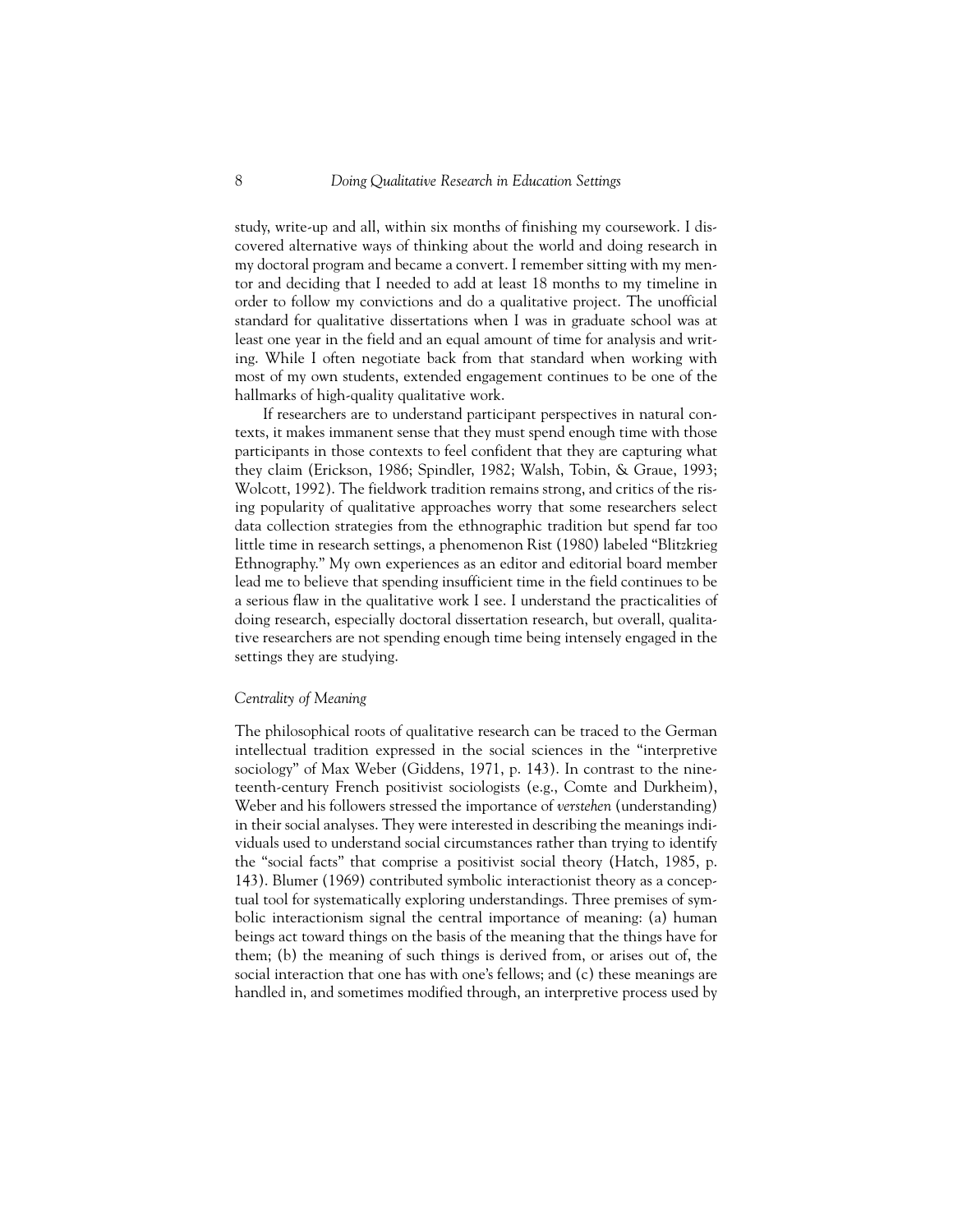study, write-up and all, within six months of finishing my coursework. I discovered alternative ways of thinking about the world and doing research in my doctoral program and became a convert. I remember sitting with my mentor and deciding that I needed to add at least 18 months to my timeline in order to follow my convictions and do a qualitative project. The unofficial standard for qualitative dissertations when I was in graduate school was at least one year in the field and an equal amount of time for analysis and writing. While I often negotiate back from that standard when working with most of my own students, extended engagement continues to be one of the hallmarks of high-quality qualitative work.

If researchers are to understand participant perspectives in natural contexts, it makes immanent sense that they must spend enough time with those participants in those contexts to feel confident that they are capturing what they claim (Erickson, 1986; Spindler, 1982; Walsh, Tobin, & Graue, 1993; Wolcott, 1992). The fieldwork tradition remains strong, and critics of the rising popularity of qualitative approaches worry that some researchers select data collection strategies from the ethnographic tradition but spend far too little time in research settings, a phenomenon Rist (1980) labeled "Blitzkrieg Ethnography." My own experiences as an editor and editorial board member lead me to believe that spending insufficient time in the field continues to be a serious flaw in the qualitative work I see. I understand the practicalities of doing research, especially doctoral dissertation research, but overall, qualitative researchers are not spending enough time being intensely engaged in the settings they are studying.

### *Centrality of Meaning*

The philosophical roots of qualitative research can be traced to the German intellectual tradition expressed in the social sciences in the "interpretive sociology" of Max Weber (Giddens, 1971, p. 143). In contrast to the nineteenth-century French positivist sociologists (e.g., Comte and Durkheim), Weber and his followers stressed the importance of *verstehen* (understanding) in their social analyses. They were interested in describing the meanings individuals used to understand social circumstances rather than trying to identify the "social facts" that comprise a positivist social theory (Hatch, 1985, p. 143). Blumer (1969) contributed symbolic interactionist theory as a conceptual tool for systematically exploring understandings. Three premises of symbolic interactionism signal the central importance of meaning: (a) human beings act toward things on the basis of the meaning that the things have for them; (b) the meaning of such things is derived from, or arises out of, the social interaction that one has with one's fellows; and (c) these meanings are handled in, and sometimes modified through, an interpretive process used by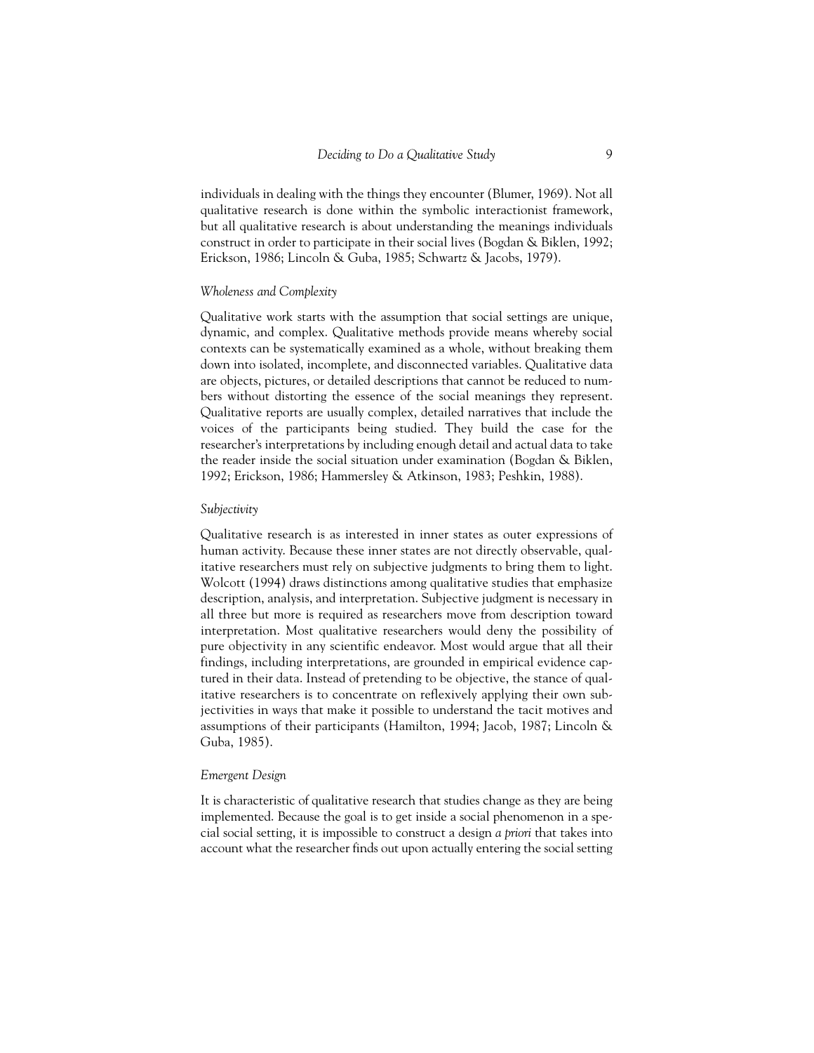individuals in dealing with the things they encounter (Blumer, 1969). Not all qualitative research is done within the symbolic interactionist framework, but all qualitative research is about understanding the meanings individuals construct in order to participate in their social lives (Bogdan & Biklen, 1992; Erickson, 1986; Lincoln & Guba, 1985; Schwartz & Jacobs, 1979).

### *Wholeness and Complexity*

Qualitative work starts with the assumption that social settings are unique, dynamic, and complex. Qualitative methods provide means whereby social contexts can be systematically examined as a whole, without breaking them down into isolated, incomplete, and disconnected variables. Qualitative data are objects, pictures, or detailed descriptions that cannot be reduced to numbers without distorting the essence of the social meanings they represent. Qualitative reports are usually complex, detailed narratives that include the voices of the participants being studied. They build the case for the researcher's interpretations by including enough detail and actual data to take the reader inside the social situation under examination (Bogdan & Biklen, 1992; Erickson, 1986; Hammersley & Atkinson, 1983; Peshkin, 1988).

### *Subjectivity*

Qualitative research is as interested in inner states as outer expressions of human activity. Because these inner states are not directly observable, qualitative researchers must rely on subjective judgments to bring them to light. Wolcott (1994) draws distinctions among qualitative studies that emphasize description, analysis, and interpretation. Subjective judgment is necessary in all three but more is required as researchers move from description toward interpretation. Most qualitative researchers would deny the possibility of pure objectivity in any scientific endeavor. Most would argue that all their findings, including interpretations, are grounded in empirical evidence captured in their data. Instead of pretending to be objective, the stance of qualitative researchers is to concentrate on reflexively applying their own subjectivities in ways that make it possible to understand the tacit motives and assumptions of their participants (Hamilton, 1994; Jacob, 1987; Lincoln & Guba, 1985).

### *Emergent Design*

It is characteristic of qualitative research that studies change as they are being implemented. Because the goal is to get inside a social phenomenon in a special social setting, it is impossible to construct a design *a priori* that takes into account what the researcher finds out upon actually entering the social setting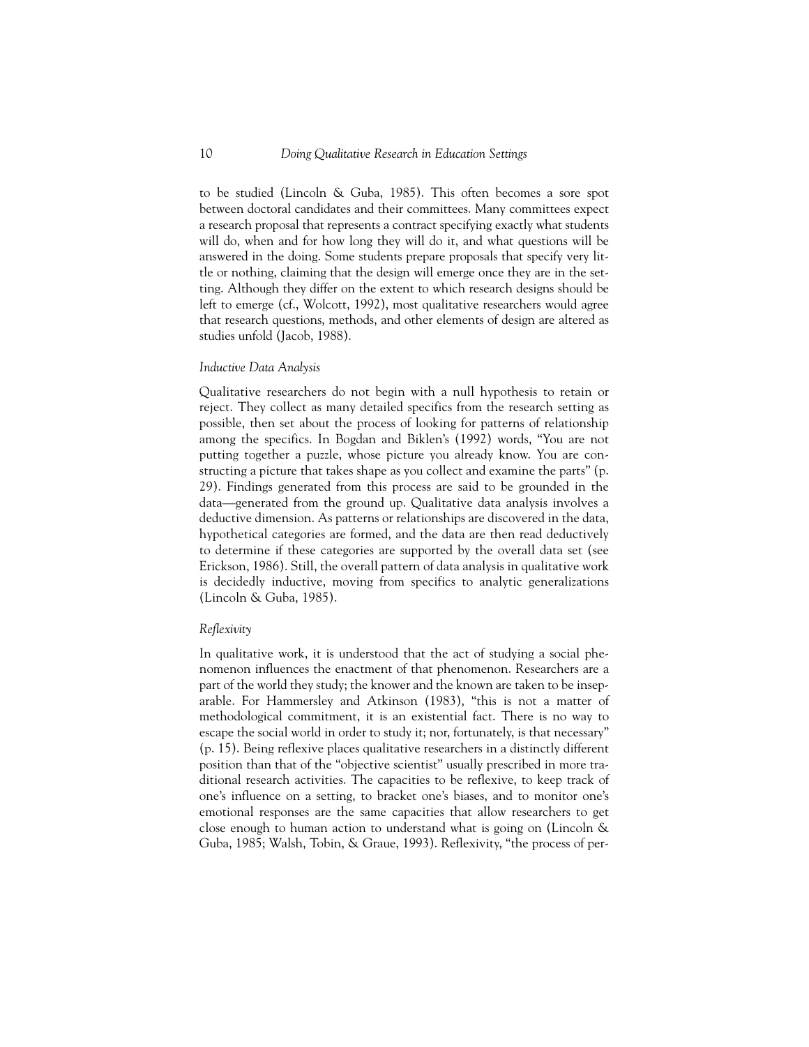to be studied (Lincoln & Guba, 1985). This often becomes a sore spot between doctoral candidates and their committees. Many committees expect a research proposal that represents a contract specifying exactly what students will do, when and for how long they will do it, and what questions will be answered in the doing. Some students prepare proposals that specify very little or nothing, claiming that the design will emerge once they are in the setting. Although they differ on the extent to which research designs should be left to emerge (cf., Wolcott, 1992), most qualitative researchers would agree that research questions, methods, and other elements of design are altered as studies unfold (Jacob, 1988).

### *Inductive Data Analysis*

Qualitative researchers do not begin with a null hypothesis to retain or reject. They collect as many detailed specifics from the research setting as possible, then set about the process of looking for patterns of relationship among the specifics. In Bogdan and Biklen's (1992) words, "You are not putting together a puzzle, whose picture you already know. You are constructing a picture that takes shape as you collect and examine the parts" (p. 29). Findings generated from this process are said to be grounded in the data—generated from the ground up. Qualitative data analysis involves a deductive dimension. As patterns or relationships are discovered in the data, hypothetical categories are formed, and the data are then read deductively to determine if these categories are supported by the overall data set (see Erickson, 1986). Still, the overall pattern of data analysis in qualitative work is decidedly inductive, moving from specifics to analytic generalizations (Lincoln & Guba, 1985).

### *Reflexivity*

In qualitative work, it is understood that the act of studying a social phenomenon influences the enactment of that phenomenon. Researchers are a part of the world they study; the knower and the known are taken to be inseparable. For Hammersley and Atkinson (1983), "this is not a matter of methodological commitment, it is an existential fact. There is no way to escape the social world in order to study it; nor, fortunately, is that necessary" (p. 15). Being reflexive places qualitative researchers in a distinctly different position than that of the "objective scientist" usually prescribed in more traditional research activities. The capacities to be reflexive, to keep track of one's influence on a setting, to bracket one's biases, and to monitor one's emotional responses are the same capacities that allow researchers to get close enough to human action to understand what is going on (Lincoln & Guba, 1985; Walsh, Tobin, & Graue, 1993). Reflexivity, "the process of per-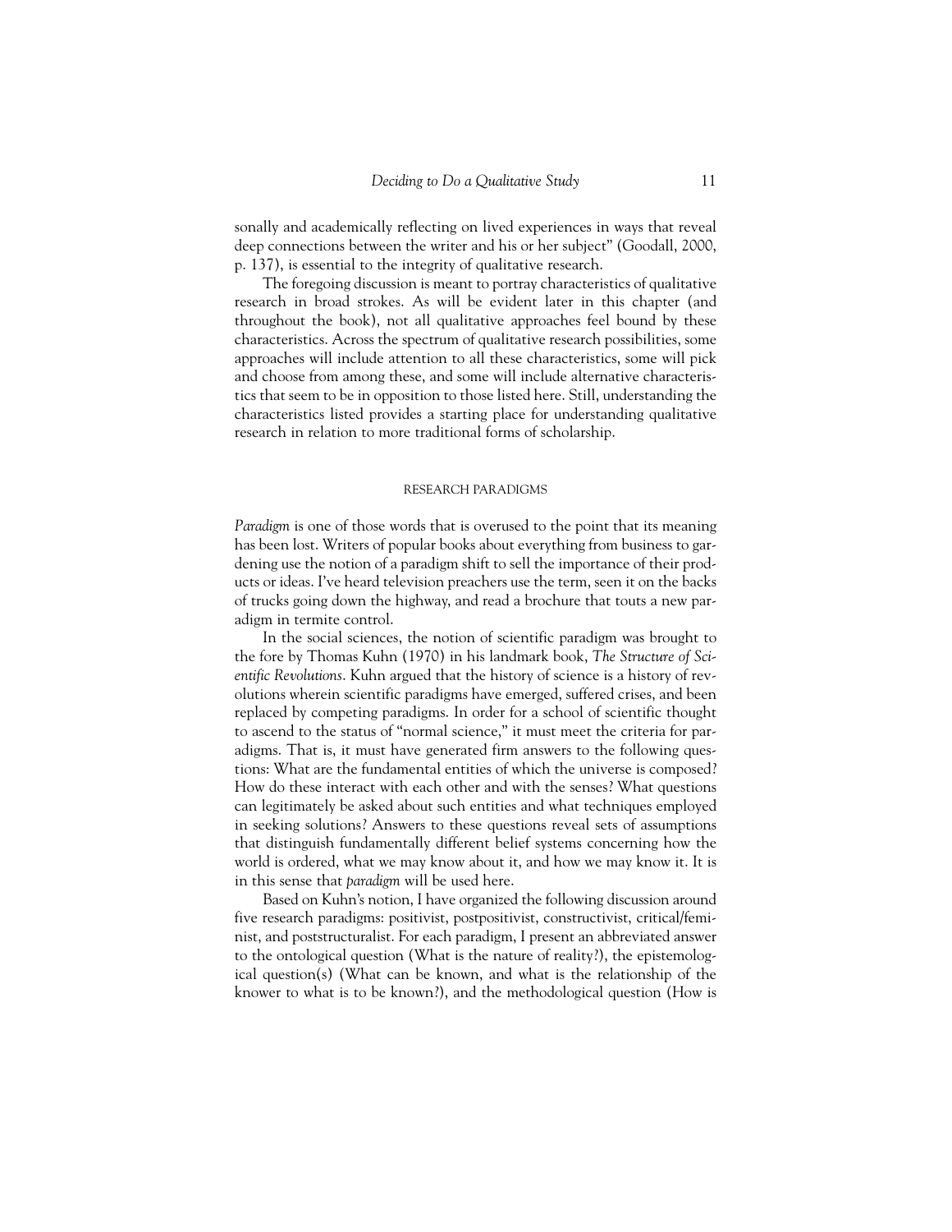sonally and academically reflecting on lived experiences in ways that reveal deep connections between the writer and his or her subject" (Goodall, 2000, p. 137), is essential to the integrity of qualitative research.

The foregoing discussion is meant to portray characteristics of qualitative research in broad strokes. As will be evident later in this chapter (and throughout the book), not all qualitative approaches feel bound by these characteristics. Across the spectrum of qualitative research possibilities, some approaches will include attention to all these characteristics, some will pick and choose from among these, and some will include alternative characteristics that seem to be in opposition to those listed here. Still, understanding the characteristics listed provides a starting place for understanding qualitative research in relation to more traditional forms of scholarship.

## RESEARCH PARADIGMS

*Paradigm* is one of those words that is overused to the point that its meaning has been lost. Writers of popular books about everything from business to gardening use the notion of a paradigm shift to sell the importance of their products or ideas. I've heard television preachers use the term, seen it on the backs of trucks going down the highway, and read a brochure that touts a new paradigm in termite control.

In the social sciences, the notion of scientific paradigm was brought to the fore by Thomas Kuhn (1970) in his landmark book, *The Structure of Scientific Revolutions*. Kuhn argued that the history of science is a history of revolutions wherein scientific paradigms have emerged, suffered crises, and been replaced by competing paradigms. In order for a school of scientific thought to ascend to the status of "normal science," it must meet the criteria for paradigms. That is, it must have generated firm answers to the following questions: What are the fundamental entities of which the universe is composed? How do these interact with each other and with the senses? What questions can legitimately be asked about such entities and what techniques employed in seeking solutions? Answers to these questions reveal sets of assumptions that distinguish fundamentally different belief systems concerning how the world is ordered, what we may know about it, and how we may know it. It is in this sense that *paradigm* will be used here.

Based on Kuhn's notion, I have organized the following discussion around five research paradigms: positivist, postpositivist, constructivist, critical/feminist, and poststructuralist. For each paradigm, I present an abbreviated answer to the ontological question (What is the nature of reality?), the epistemological question(s) (What can be known, and what is the relationship of the knower to what is to be known?), and the methodological question (How is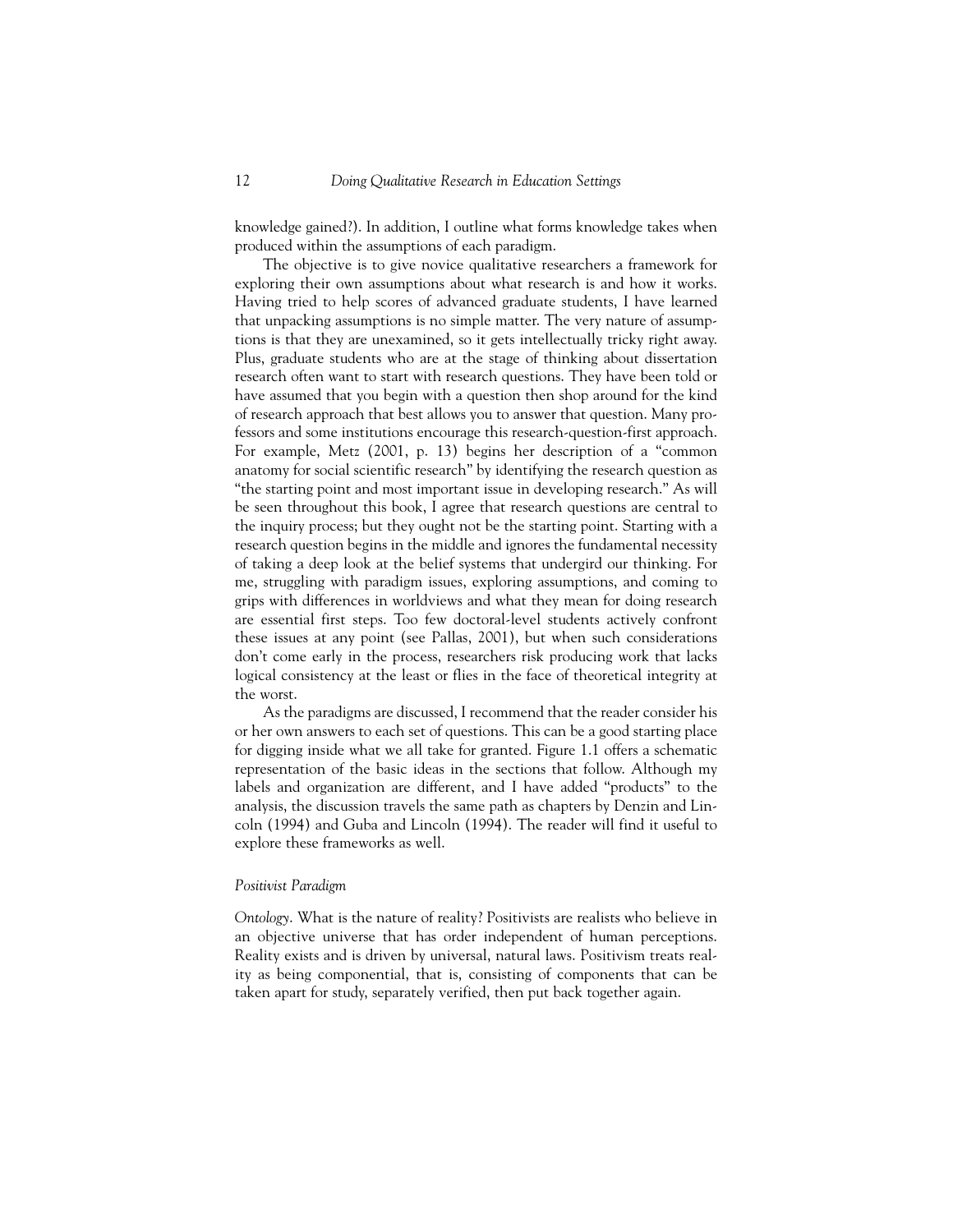knowledge gained?). In addition, I outline what forms knowledge takes when produced within the assumptions of each paradigm.

The objective is to give novice qualitative researchers a framework for exploring their own assumptions about what research is and how it works. Having tried to help scores of advanced graduate students, I have learned that unpacking assumptions is no simple matter. The very nature of assumptions is that they are unexamined, so it gets intellectually tricky right away. Plus, graduate students who are at the stage of thinking about dissertation research often want to start with research questions. They have been told or have assumed that you begin with a question then shop around for the kind of research approach that best allows you to answer that question. Many professors and some institutions encourage this research-question-first approach. For example, Metz (2001, p. 13) begins her description of a "common anatomy for social scientific research" by identifying the research question as "the starting point and most important issue in developing research." As will be seen throughout this book, I agree that research questions are central to the inquiry process; but they ought not be the starting point. Starting with a research question begins in the middle and ignores the fundamental necessity of taking a deep look at the belief systems that undergird our thinking. For me, struggling with paradigm issues, exploring assumptions, and coming to grips with differences in worldviews and what they mean for doing research are essential first steps. Too few doctoral-level students actively confront these issues at any point (see Pallas, 2001), but when such considerations don't come early in the process, researchers risk producing work that lacks logical consistency at the least or flies in the face of theoretical integrity at the worst.

As the paradigms are discussed, I recommend that the reader consider his or her own answers to each set of questions. This can be a good starting place for digging inside what we all take for granted. Figure 1.1 offers a schematic representation of the basic ideas in the sections that follow. Although my labels and organization are different, and I have added "products" to the analysis, the discussion travels the same path as chapters by Denzin and Lincoln (1994) and Guba and Lincoln (1994). The reader will find it useful to explore these frameworks as well.

### *Positivist Paradigm*

*Ontology.* What is the nature of reality? Positivists are realists who believe in an objective universe that has order independent of human perceptions. Reality exists and is driven by universal, natural laws. Positivism treats reality as being componential, that is, consisting of components that can be taken apart for study, separately verified, then put back together again.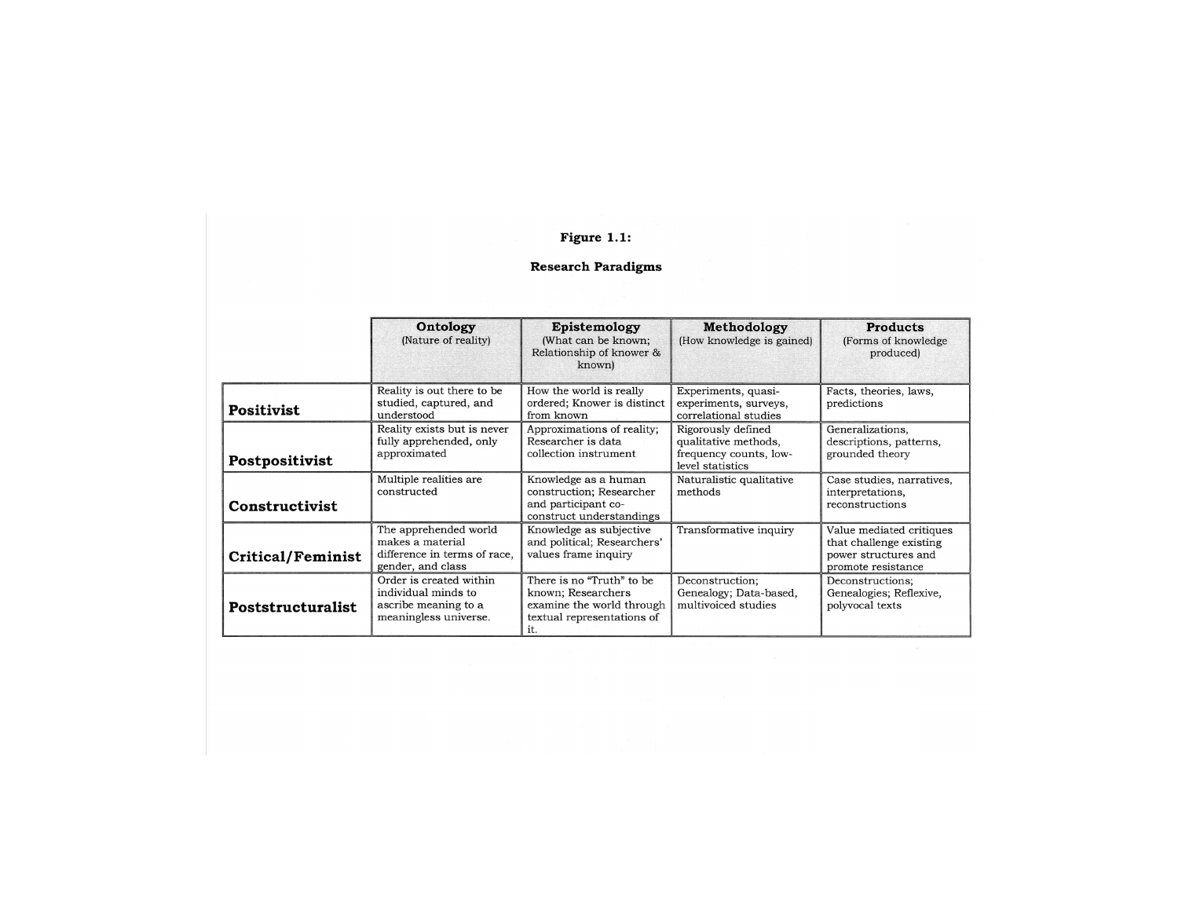**Figure 1.1:**

**Research Paradigms**

| | **Ontology** (Nature of reality) | **Epistemology** (What can be known; Relationship of knower & known) | **Methodology** (How knowledge is gained) | **Products** (Forms of knowledge produced) |
|---|---|---|---|---|
| **Positivist** | Reality is out there to be studied, captured, and understood | How the world is really ordered; Knower is distinct from known | Experiments, quasi-experiments, surveys, correlational studies | Facts, theories, laws, predictions |
| **Postpositivist** | Reality exists but is never fully apprehended, only approximated | Approximations of reality; Researcher is data collection instrument | Rigorously defined qualitative methods, frequency counts, low-level statistics | Generalizations, descriptions, patterns, grounded theory |
| **Constructivist** | Multiple realities are constructed | Knowledge as a human construction; Researcher and participant co-construct understandings | Naturalistic qualitative methods | Case studies, narratives, interpretations, reconstructions |
| **Critical/Feminist** | The apprehended world makes a material difference in terms of race, gender, and class | Knowledge as subjective and political; Researchers' values frame inquiry | Transformative inquiry | Value mediated critiques that challenge existing power structures and promote resistance |
| **Poststructuralist** | Order is created within individual minds to ascribe meaning to a meaningless universe. | There is no "Truth" to be known; Researchers examine the world through textual representations of it. | Deconstruction; Genealogy; Data-based, multivoiced studies | Deconstructions; Genealogies; Reflexive, polyvocal texts |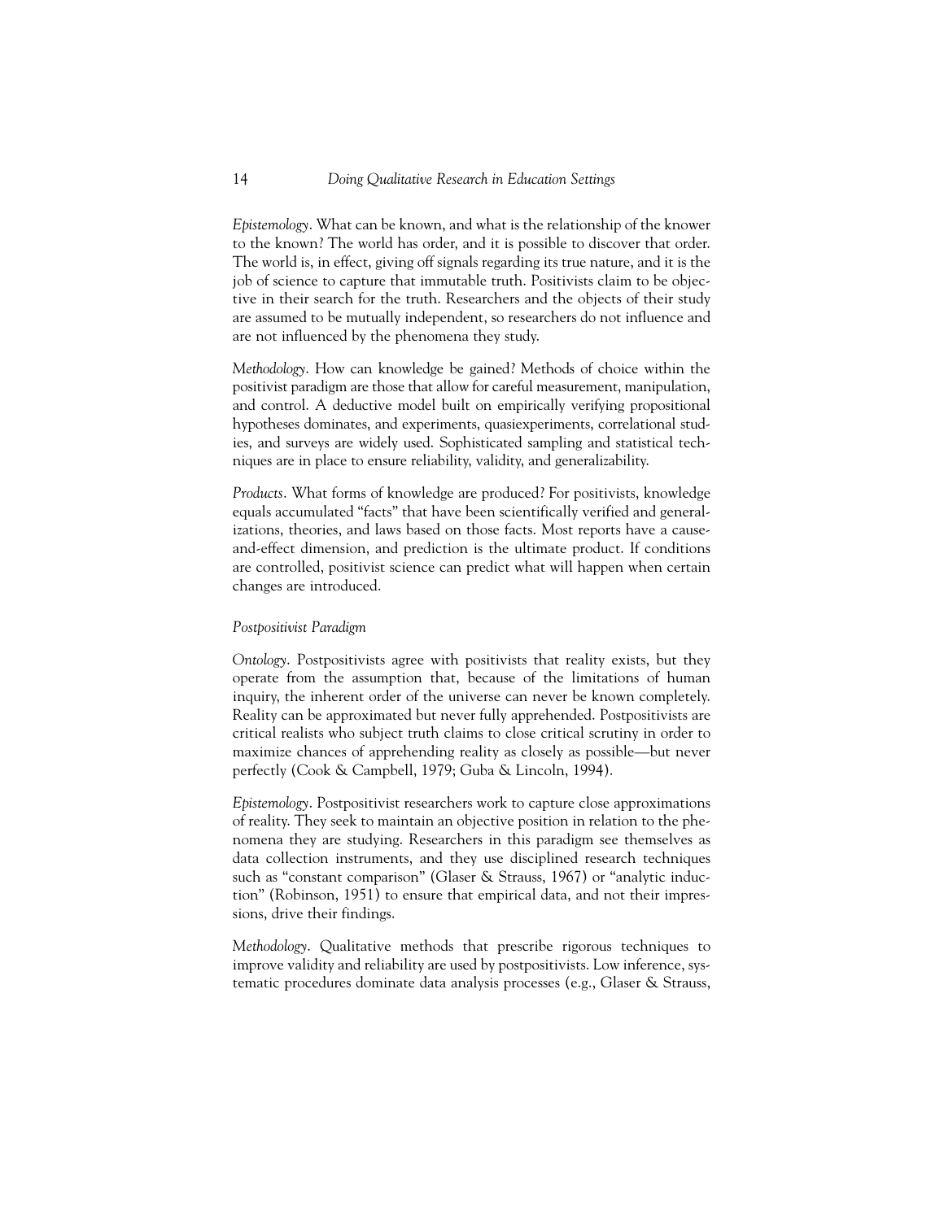*Epistemology*. What can be known, and what is the relationship of the knower to the known? The world has order, and it is possible to discover that order. The world is, in effect, giving off signals regarding its true nature, and it is the job of science to capture that immutable truth. Positivists claim to be objective in their search for the truth. Researchers and the objects of their study are assumed to be mutually independent, so researchers do not influence and are not influenced by the phenomena they study.

*Methodology*. How can knowledge be gained? Methods of choice within the positivist paradigm are those that allow for careful measurement, manipulation, and control. A deductive model built on empirically verifying propositional hypotheses dominates, and experiments, quasiexperiments, correlational studies, and surveys are widely used. Sophisticated sampling and statistical techniques are in place to ensure reliability, validity, and generalizability.

*Products*. What forms of knowledge are produced? For positivists, knowledge equals accumulated "facts" that have been scientifically verified and generalizations, theories, and laws based on those facts. Most reports have a cause-and-effect dimension, and prediction is the ultimate product. If conditions are controlled, positivist science can predict what will happen when certain changes are introduced.

### *Postpositivist Paradigm*

*Ontology*. Postpositivists agree with positivists that reality exists, but they operate from the assumption that, because of the limitations of human inquiry, the inherent order of the universe can never be known completely. Reality can be approximated but never fully apprehended. Postpositivists are critical realists who subject truth claims to close critical scrutiny in order to maximize chances of apprehending reality as closely as possible—but never perfectly (Cook & Campbell, 1979; Guba & Lincoln, 1994).

*Epistemology*. Postpositivist researchers work to capture close approximations of reality. They seek to maintain an objective position in relation to the phenomena they are studying. Researchers in this paradigm see themselves as data collection instruments, and they use disciplined research techniques such as "constant comparison" (Glaser & Strauss, 1967) or "analytic induction" (Robinson, 1951) to ensure that empirical data, and not their impressions, drive their findings.

*Methodology*. Qualitative methods that prescribe rigorous techniques to improve validity and reliability are used by postpositivists. Low inference, systematic procedures dominate data analysis processes (e.g., Glaser & Strauss,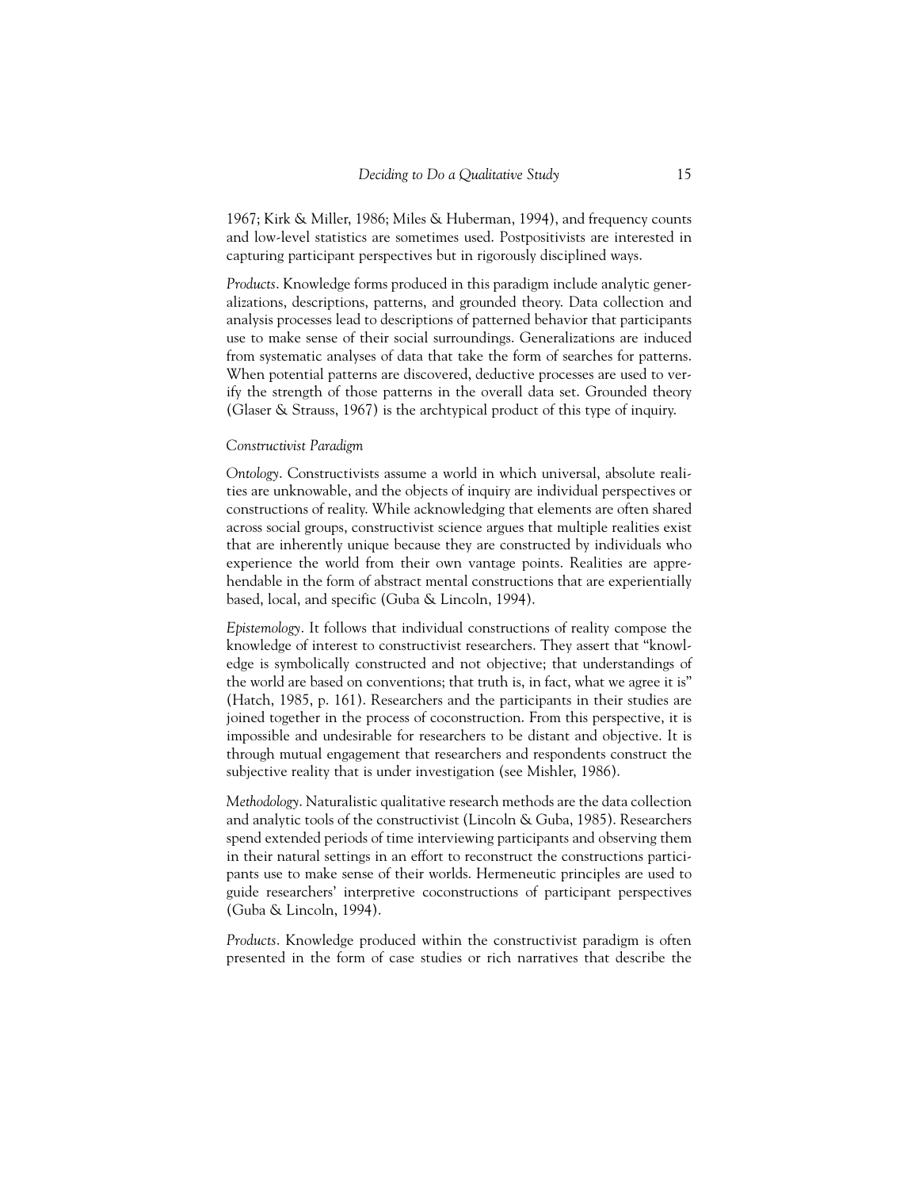1967; Kirk & Miller, 1986; Miles & Huberman, 1994), and frequency counts and low-level statistics are sometimes used. Postpositivists are interested in capturing participant perspectives but in rigorously disciplined ways.

*Products*. Knowledge forms produced in this paradigm include analytic generalizations, descriptions, patterns, and grounded theory. Data collection and analysis processes lead to descriptions of patterned behavior that participants use to make sense of their social surroundings. Generalizations are induced from systematic analyses of data that take the form of searches for patterns. When potential patterns are discovered, deductive processes are used to verify the strength of those patterns in the overall data set. Grounded theory (Glaser & Strauss, 1967) is the archtypical product of this type of inquiry.

### *Constructivist Paradigm*

*Ontology*. Constructivists assume a world in which universal, absolute realities are unknowable, and the objects of inquiry are individual perspectives or constructions of reality. While acknowledging that elements are often shared across social groups, constructivist science argues that multiple realities exist that are inherently unique because they are constructed by individuals who experience the world from their own vantage points. Realities are apprehendable in the form of abstract mental constructions that are experientially based, local, and specific (Guba & Lincoln, 1994).

*Epistemology*. It follows that individual constructions of reality compose the knowledge of interest to constructivist researchers. They assert that "knowledge is symbolically constructed and not objective; that understandings of the world are based on conventions; that truth is, in fact, what we agree it is" (Hatch, 1985, p. 161). Researchers and the participants in their studies are joined together in the process of coconstruction. From this perspective, it is impossible and undesirable for researchers to be distant and objective. It is through mutual engagement that researchers and respondents construct the subjective reality that is under investigation (see Mishler, 1986).

*Methodology*. Naturalistic qualitative research methods are the data collection and analytic tools of the constructivist (Lincoln & Guba, 1985). Researchers spend extended periods of time interviewing participants and observing them in their natural settings in an effort to reconstruct the constructions participants use to make sense of their worlds. Hermeneutic principles are used to guide researchers' interpretive coconstructions of participant perspectives (Guba & Lincoln, 1994).

*Products*. Knowledge produced within the constructivist paradigm is often presented in the form of case studies or rich narratives that describe the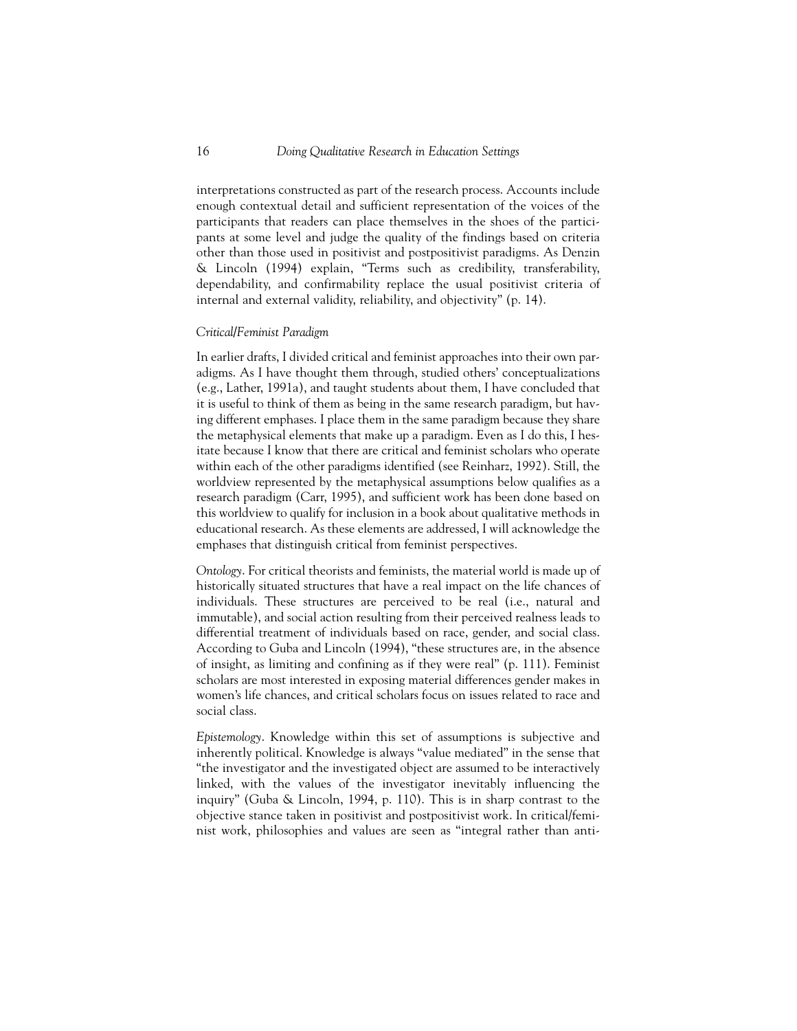interpretations constructed as part of the research process. Accounts include enough contextual detail and sufficient representation of the voices of the participants that readers can place themselves in the shoes of the participants at some level and judge the quality of the findings based on criteria other than those used in positivist and postpositivist paradigms. As Denzin & Lincoln (1994) explain, "Terms such as credibility, transferability, dependability, and confirmability replace the usual positivist criteria of internal and external validity, reliability, and objectivity" (p. 14).

### *Critical/Feminist Paradigm*

In earlier drafts, I divided critical and feminist approaches into their own paradigms. As I have thought them through, studied others' conceptualizations (e.g., Lather, 1991a), and taught students about them, I have concluded that it is useful to think of them as being in the same research paradigm, but having different emphases. I place them in the same paradigm because they share the metaphysical elements that make up a paradigm. Even as I do this, I hesitate because I know that there are critical and feminist scholars who operate within each of the other paradigms identified (see Reinharz, 1992). Still, the worldview represented by the metaphysical assumptions below qualifies as a research paradigm (Carr, 1995), and sufficient work has been done based on this worldview to qualify for inclusion in a book about qualitative methods in educational research. As these elements are addressed, I will acknowledge the emphases that distinguish critical from feminist perspectives.

*Ontology*. For critical theorists and feminists, the material world is made up of historically situated structures that have a real impact on the life chances of individuals. These structures are perceived to be real (i.e., natural and immutable), and social action resulting from their perceived realness leads to differential treatment of individuals based on race, gender, and social class. According to Guba and Lincoln (1994), "these structures are, in the absence of insight, as limiting and confining as if they were real" (p. 111). Feminist scholars are most interested in exposing material differences gender makes in women's life chances, and critical scholars focus on issues related to race and social class.

*Epistemology*. Knowledge within this set of assumptions is subjective and inherently political. Knowledge is always "value mediated" in the sense that "the investigator and the investigated object are assumed to be interactively linked, with the values of the investigator inevitably influencing the inquiry" (Guba & Lincoln, 1994, p. 110). This is in sharp contrast to the objective stance taken in positivist and postpositivist work. In critical/feminist work, philosophies and values are seen as "integral rather than anti-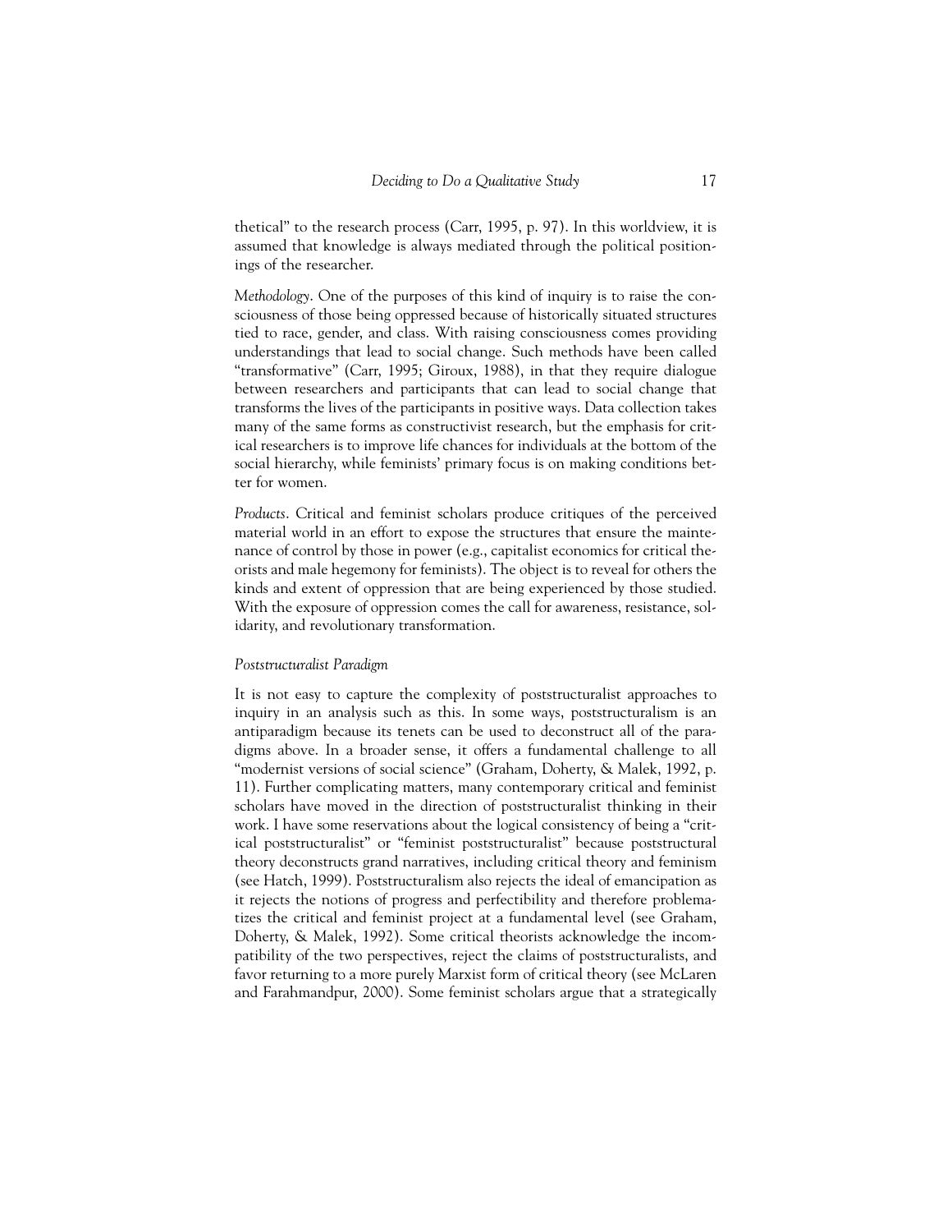thetical" to the research process (Carr, 1995, p. 97). In this worldview, it is assumed that knowledge is always mediated through the political positionings of the researcher.

*Methodology*. One of the purposes of this kind of inquiry is to raise the consciousness of those being oppressed because of historically situated structures tied to race, gender, and class. With raising consciousness comes providing understandings that lead to social change. Such methods have been called "transformative" (Carr, 1995; Giroux, 1988), in that they require dialogue between researchers and participants that can lead to social change that transforms the lives of the participants in positive ways. Data collection takes many of the same forms as constructivist research, but the emphasis for critical researchers is to improve life chances for individuals at the bottom of the social hierarchy, while feminists' primary focus is on making conditions better for women.

*Products*. Critical and feminist scholars produce critiques of the perceived material world in an effort to expose the structures that ensure the maintenance of control by those in power (e.g., capitalist economics for critical theorists and male hegemony for feminists). The object is to reveal for others the kinds and extent of oppression that are being experienced by those studied. With the exposure of oppression comes the call for awareness, resistance, solidarity, and revolutionary transformation.

### *Poststructuralist Paradigm*

It is not easy to capture the complexity of poststructuralist approaches to inquiry in an analysis such as this. In some ways, poststructuralism is an antiparadigm because its tenets can be used to deconstruct all of the paradigms above. In a broader sense, it offers a fundamental challenge to all "modernist versions of social science" (Graham, Doherty, & Malek, 1992, p. 11). Further complicating matters, many contemporary critical and feminist scholars have moved in the direction of poststructuralist thinking in their work. I have some reservations about the logical consistency of being a "critical poststructuralist" or "feminist poststructuralist" because poststructural theory deconstructs grand narratives, including critical theory and feminism (see Hatch, 1999). Poststructuralism also rejects the ideal of emancipation as it rejects the notions of progress and perfectibility and therefore problematizes the critical and feminist project at a fundamental level (see Graham, Doherty, & Malek, 1992). Some critical theorists acknowledge the incompatibility of the two perspectives, reject the claims of poststructuralists, and favor returning to a more purely Marxist form of critical theory (see McLaren and Farahmandpur, 2000). Some feminist scholars argue that a strategically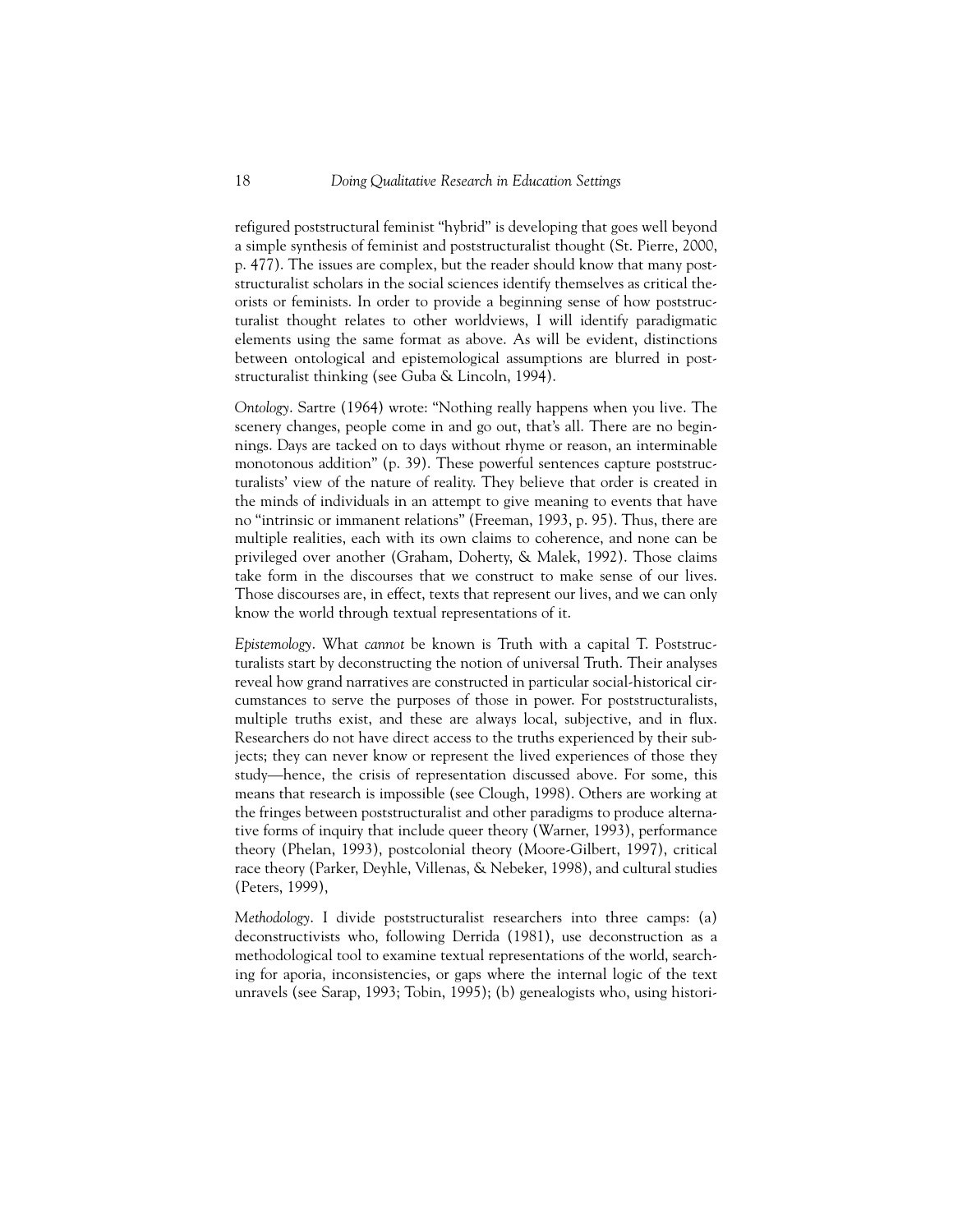refigured poststructural feminist "hybrid" is developing that goes well beyond a simple synthesis of feminist and poststructuralist thought (St. Pierre, 2000, p. 477). The issues are complex, but the reader should know that many poststructuralist scholars in the social sciences identify themselves as critical theorists or feminists. In order to provide a beginning sense of how poststructuralist thought relates to other worldviews, I will identify paradigmatic elements using the same format as above. As will be evident, distinctions between ontological and epistemological assumptions are blurred in poststructuralist thinking (see Guba & Lincoln, 1994).

*Ontology*. Sartre (1964) wrote: "Nothing really happens when you live. The scenery changes, people come in and go out, that's all. There are no beginnings. Days are tacked on to days without rhyme or reason, an interminable monotonous addition" (p. 39). These powerful sentences capture poststructuralists' view of the nature of reality. They believe that order is created in the minds of individuals in an attempt to give meaning to events that have no "intrinsic or immanent relations" (Freeman, 1993, p. 95). Thus, there are multiple realities, each with its own claims to coherence, and none can be privileged over another (Graham, Doherty, & Malek, 1992). Those claims take form in the discourses that we construct to make sense of our lives. Those discourses are, in effect, texts that represent our lives, and we can only know the world through textual representations of it.

*Epistemology*. What *cannot* be known is Truth with a capital T. Poststructuralists start by deconstructing the notion of universal Truth. Their analyses reveal how grand narratives are constructed in particular social-historical circumstances to serve the purposes of those in power. For poststructuralists, multiple truths exist, and these are always local, subjective, and in flux. Researchers do not have direct access to the truths experienced by their subjects; they can never know or represent the lived experiences of those they study—hence, the crisis of representation discussed above. For some, this means that research is impossible (see Clough, 1998). Others are working at the fringes between poststructuralist and other paradigms to produce alternative forms of inquiry that include queer theory (Warner, 1993), performance theory (Phelan, 1993), postcolonial theory (Moore-Gilbert, 1997), critical race theory (Parker, Deyhle, Villenas, & Nebeker, 1998), and cultural studies (Peters, 1999),

*Methodology*. I divide poststructuralist researchers into three camps: (a) deconstructivists who, following Derrida (1981), use deconstruction as a methodological tool to examine textual representations of the world, searching for aporia, inconsistencies, or gaps where the internal logic of the text unravels (see Sarap, 1993; Tobin, 1995); (b) genealogists who, using histori-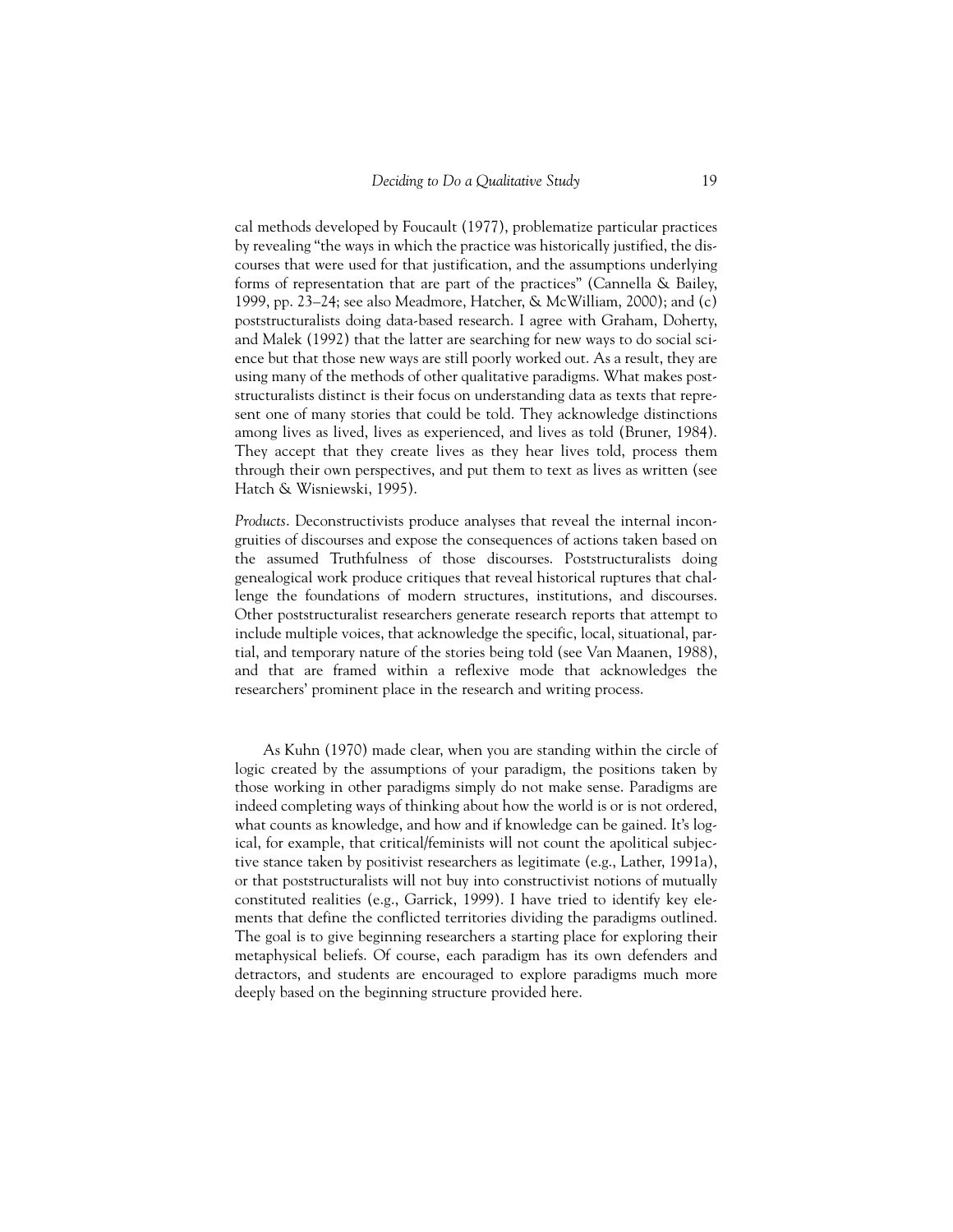cal methods developed by Foucault (1977), problematize particular practices by revealing "the ways in which the practice was historically justified, the discourses that were used for that justification, and the assumptions underlying forms of representation that are part of the practices" (Cannella & Bailey, 1999, pp. 23–24; see also Meadmore, Hatcher, & McWilliam, 2000); and (c) poststructuralists doing data-based research. I agree with Graham, Doherty, and Malek (1992) that the latter are searching for new ways to do social science but that those new ways are still poorly worked out. As a result, they are using many of the methods of other qualitative paradigms. What makes poststructuralists distinct is their focus on understanding data as texts that represent one of many stories that could be told. They acknowledge distinctions among lives as lived, lives as experienced, and lives as told (Bruner, 1984). They accept that they create lives as they hear lives told, process them through their own perspectives, and put them to text as lives as written (see Hatch & Wisniewski, 1995).

*Products*. Deconstructivists produce analyses that reveal the internal incongruities of discourses and expose the consequences of actions taken based on the assumed Truthfulness of those discourses. Poststructuralists doing genealogical work produce critiques that reveal historical ruptures that challenge the foundations of modern structures, institutions, and discourses. Other poststructuralist researchers generate research reports that attempt to include multiple voices, that acknowledge the specific, local, situational, partial, and temporary nature of the stories being told (see Van Maanen, 1988), and that are framed within a reflexive mode that acknowledges the researchers' prominent place in the research and writing process.

As Kuhn (1970) made clear, when you are standing within the circle of logic created by the assumptions of your paradigm, the positions taken by those working in other paradigms simply do not make sense. Paradigms are indeed completing ways of thinking about how the world is or is not ordered, what counts as knowledge, and how and if knowledge can be gained. It's logical, for example, that critical/feminists will not count the apolitical subjective stance taken by positivist researchers as legitimate (e.g., Lather, 1991a), or that poststructuralists will not buy into constructivist notions of mutually constituted realities (e.g., Garrick, 1999). I have tried to identify key elements that define the conflicted territories dividing the paradigms outlined. The goal is to give beginning researchers a starting place for exploring their metaphysical beliefs. Of course, each paradigm has its own defenders and detractors, and students are encouraged to explore paradigms much more deeply based on the beginning structure provided here.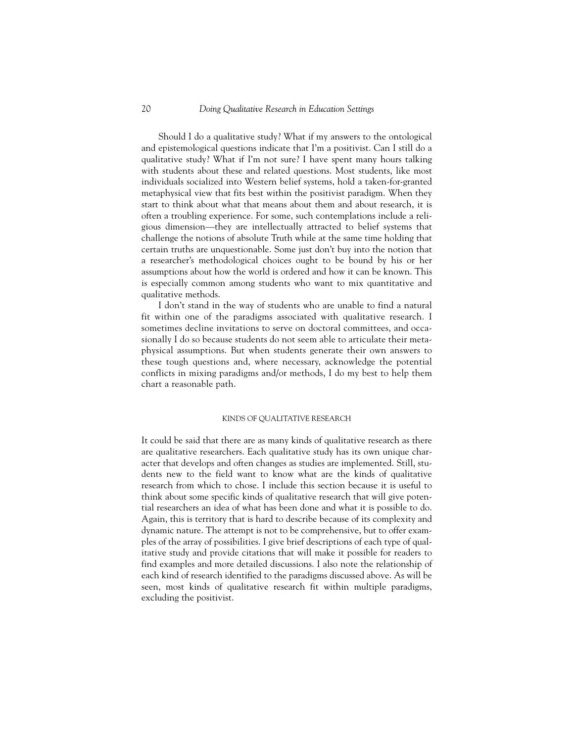Should I do a qualitative study? What if my answers to the ontological and epistemological questions indicate that I'm a positivist. Can I still do a qualitative study? What if I'm not sure? I have spent many hours talking with students about these and related questions. Most students, like most individuals socialized into Western belief systems, hold a taken-for-granted metaphysical view that fits best within the positivist paradigm. When they start to think about what that means about them and about research, it is often a troubling experience. For some, such contemplations include a religious dimension—they are intellectually attracted to belief systems that challenge the notions of absolute Truth while at the same time holding that certain truths are unquestionable. Some just don't buy into the notion that a researcher's methodological choices ought to be bound by his or her assumptions about how the world is ordered and how it can be known. This is especially common among students who want to mix quantitative and qualitative methods.

I don't stand in the way of students who are unable to find a natural fit within one of the paradigms associated with qualitative research. I sometimes decline invitations to serve on doctoral committees, and occasionally I do so because students do not seem able to articulate their metaphysical assumptions. But when students generate their own answers to these tough questions and, where necessary, acknowledge the potential conflicts in mixing paradigms and/or methods, I do my best to help them chart a reasonable path.

## KINDS OF QUALITATIVE RESEARCH

It could be said that there are as many kinds of qualitative research as there are qualitative researchers. Each qualitative study has its own unique character that develops and often changes as studies are implemented. Still, students new to the field want to know what are the kinds of qualitative research from which to chose. I include this section because it is useful to think about some specific kinds of qualitative research that will give potential researchers an idea of what has been done and what it is possible to do. Again, this is territory that is hard to describe because of its complexity and dynamic nature. The attempt is not to be comprehensive, but to offer examples of the array of possibilities. I give brief descriptions of each type of qualitative study and provide citations that will make it possible for readers to find examples and more detailed discussions. I also note the relationship of each kind of research identified to the paradigms discussed above. As will be seen, most kinds of qualitative research fit within multiple paradigms, excluding the positivist.